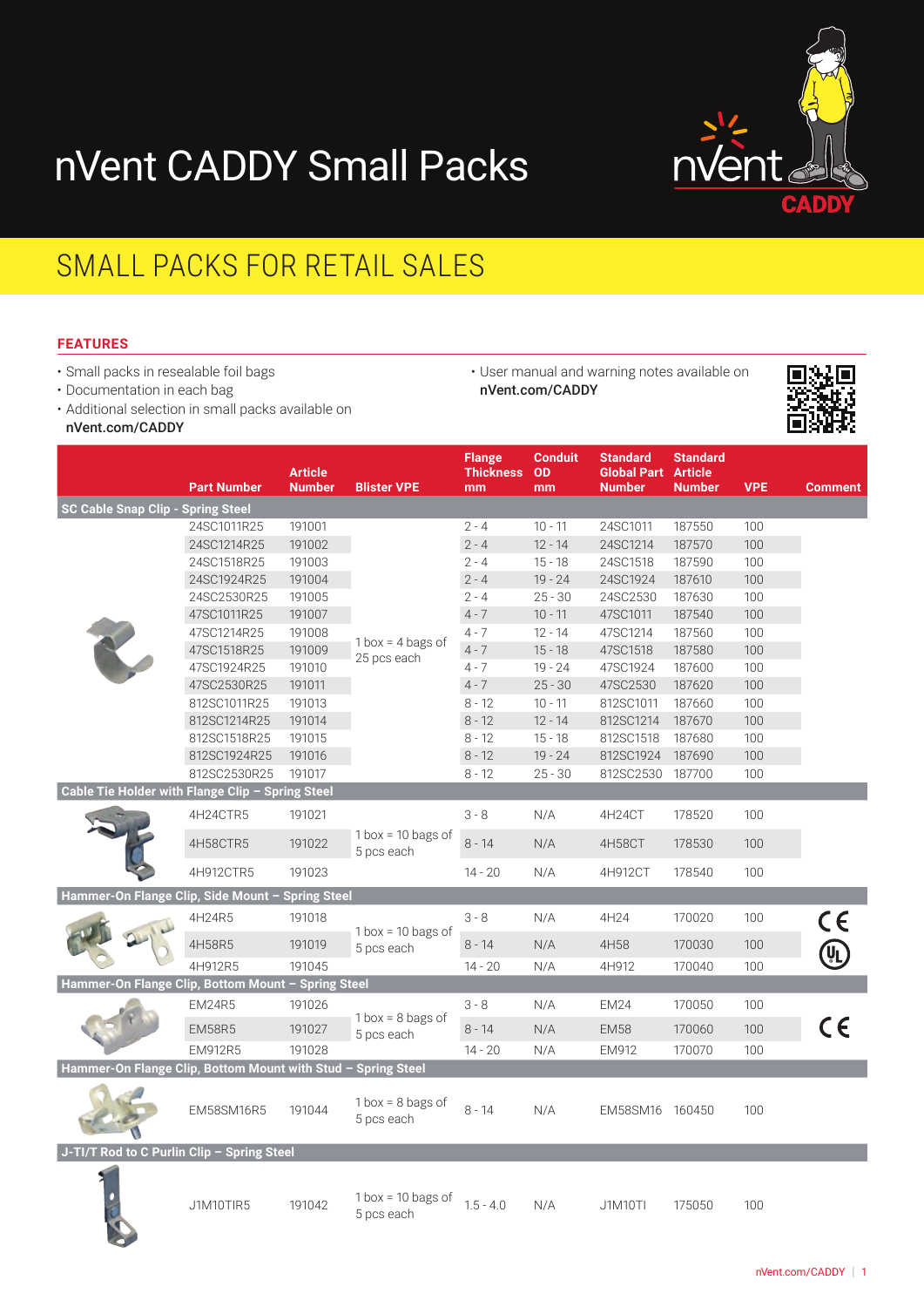# nVent CADDY Small Packs

## SMALL PACKS FOR RETAIL SALES

### FEATURES

- Small packs in resealable foil bags
- Documentation in each bag
- Additional selection in small packs available on **nVent.com/CADDY**
- User manual and warning notes available on **nVent.com/CADDY**

| Part Number | Article Number | Blister VPE | Flange Thickness mm | Conduit OD mm | Standard Global Part Number | Standard Article Number | VPE | Comment |
|---|---|---|---|---|---|---|---|---|
| **SC Cable Snap Clip - Spring Steel** | | | | | | | | |
| 24SC1011R25 | 191001 | 1 box = 4 bags of 25 pcs each | 2 - 4 | 10 - 11 | 24SC1011 | 187550 | 100 | |
| 24SC1214R25 | 191002 | | 2 - 4 | 12 - 14 | 24SC1214 | 187570 | 100 | |
| 24SC1518R25 | 191003 | | 2 - 4 | 15 - 18 | 24SC1518 | 187590 | 100 | |
| 24SC1924R25 | 191004 | | 2 - 4 | 19 - 24 | 24SC1924 | 187610 | 100 | |
| 24SC2530R25 | 191005 | | 2 - 4 | 25 - 30 | 24SC2530 | 187630 | 100 | |
| 47SC1011R25 | 191007 | | 4 - 7 | 10 - 11 | 47SC1011 | 187540 | 100 | |
| 47SC1214R25 | 191008 | | 4 - 7 | 12 - 14 | 47SC1214 | 187560 | 100 | |
| 47SC1518R25 | 191009 | | 4 - 7 | 15 - 18 | 47SC1518 | 187580 | 100 | |
| 47SC1924R25 | 191010 | | 4 - 7 | 19 - 24 | 47SC1924 | 187600 | 100 | |
| 47SC2530R25 | 191011 | | 4 - 7 | 25 - 30 | 47SC2530 | 187620 | 100 | |
| 812SC1011R25 | 191013 | | 8 - 12 | 10 - 11 | 812SC1011 | 187660 | 100 | |
| 812SC1214R25 | 191014 | | 8 - 12 | 12 - 14 | 812SC1214 | 187670 | 100 | |
| 812SC1518R25 | 191015 | | 8 - 12 | 15 - 18 | 812SC1518 | 187680 | 100 | |
| 812SC1924R25 | 191016 | | 8 - 12 | 19 - 24 | 812SC1924 | 187690 | 100 | |
| 812SC2530R25 | 191017 | | 8 - 12 | 25 - 30 | 812SC2530 | 187700 | 100 | |
| **Cable Tie Holder with Flange Clip – Spring Steel** | | | | | | | | |
| 4H24CTR5 | 191021 | 1 box = 10 bags of 5 pcs each | 3 - 8 | N/A | 4H24CT | 178520 | 100 | |
| 4H58CTR5 | 191022 | | 8 - 14 | N/A | 4H58CT | 178530 | 100 | |
| 4H912CTR5 | 191023 | | 14 - 20 | N/A | 4H912CT | 178540 | 100 | |
| **Hammer-On Flange Clip, Side Mount – Spring Steel** | | | | | | | | |
| 4H24R5 | 191018 | 1 box = 10 bags of 5 pcs each | 3 - 8 | N/A | 4H24 | 170020 | 100 | CE, UL |
| 4H58R5 | 191019 | | 8 - 14 | N/A | 4H58 | 170030 | 100 | |
| 4H912R5 | 191045 | | 14 - 20 | N/A | 4H912 | 170040 | 100 | |
| **Hammer-On Flange Clip, Bottom Mount – Spring Steel** | | | | | | | | |
| EM24R5 | 191026 | 1 box = 8 bags of 5 pcs each | 3 - 8 | N/A | EM24 | 170050 | 100 | CE |
| EM58R5 | 191027 | | 8 - 14 | N/A | EM58 | 170060 | 100 | |
| EM912R5 | 191028 | | 14 - 20 | N/A | EM912 | 170070 | 100 | |
| **Hammer-On Flange Clip, Bottom Mount with Stud – Spring Steel** | | | | | | | | |
| EM58SM16R5 | 191044 | 1 box = 8 bags of 5 pcs each | 8 - 14 | N/A | EM58SM16 | 160450 | 100 | |
| **J-TI/T Rod to C Purlin Clip – Spring Steel** | | | | | | | | |
| J1M10TIR5 | 191042 | 1 box = 10 bags of 5 pcs each | 1.5 - 4.0 | N/A | J1M10TI | 175050 | 100 | |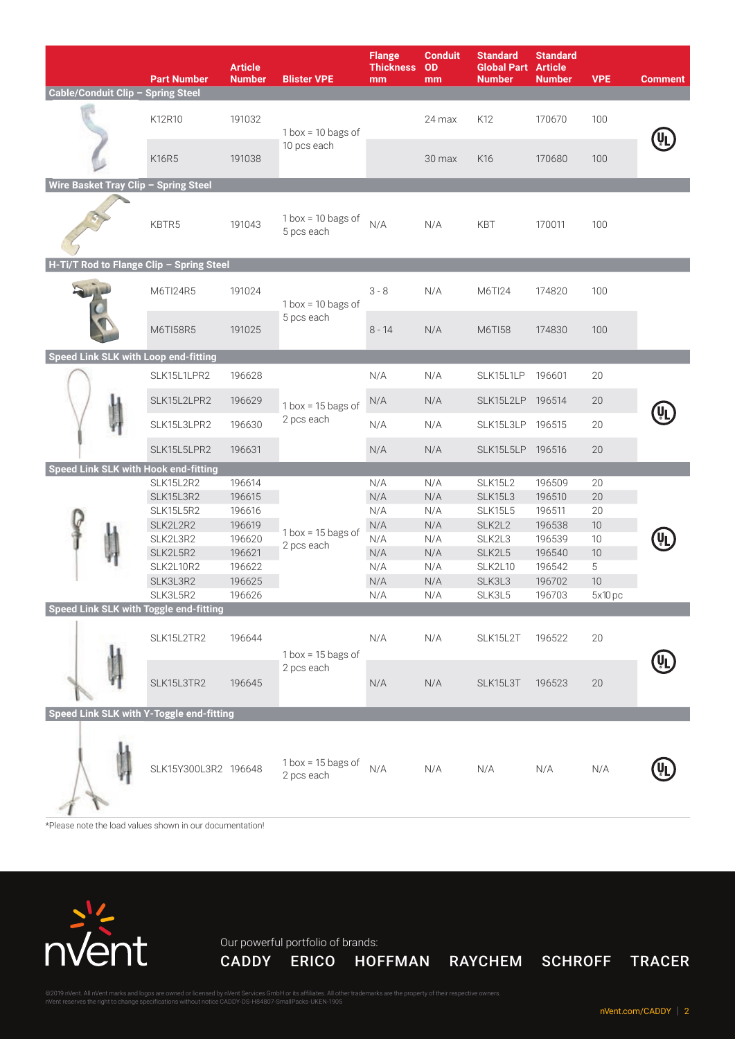| Part Number | Article Number | Blister VPE | Flange Thickness mm | Conduit OD mm | Standard Global Part Number | Standard Article Number | VPE | Comment |
|---|---|---|---|---|---|---|---|---|
| **Cable/Conduit Clip – Spring Steel** | | | | | | | | |
| K12R10 | 191032 | 1 box = 10 bags of 10 pcs each | | 24 max | K12 | 170670 | 100 | UL |
| K16R5 | 191038 | | | 30 max | K16 | 170680 | 100 | |
| **Wire Basket Tray Clip – Spring Steel** | | | | | | | | |
| KBTR5 | 191043 | 1 box = 10 bags of 5 pcs each | N/A | N/A | KBT | 170011 | 100 | |
| **H-Ti/T Rod to Flange Clip – Spring Steel** | | | | | | | | |
| M6TI24R5 | 191024 | 1 box = 10 bags of 5 pcs each | 3 - 8 | N/A | M6TI24 | 174820 | 100 | |
| M6TI58R5 | 191025 | | 8 - 14 | N/A | M6TI58 | 174830 | 100 | |
| **Speed Link SLK with Loop end-fitting** | | | | | | | | |
| SLK15L1LPR2 | 196628 | 1 box = 15 bags of 2 pcs each | N/A | N/A | SLK15L1LP | 196601 | 20 | UL |
| SLK15L2LPR2 | 196629 | | N/A | N/A | SLK15L2LP | 196514 | 20 | |
| SLK15L3LPR2 | 196630 | | N/A | N/A | SLK15L3LP | 196515 | 20 | |
| SLK15L5LPR2 | 196631 | | N/A | N/A | SLK15L5LP | 196516 | 20 | |
| **Speed Link SLK with Hook end-fitting** | | | | | | | | |
| SLK15L2R2 | 196614 | 1 box = 15 bags of 2 pcs each | N/A | N/A | SLK15L2 | 196509 | 20 | UL |
| SLK15L3R2 | 196615 | | N/A | N/A | SLK15L3 | 196510 | 20 | |
| SLK15L5R2 | 196616 | | N/A | N/A | SLK15L5 | 196511 | 20 | |
| SLK2L2R2 | 196619 | | N/A | N/A | SLK2L2 | 196538 | 10 | |
| SLK2L3R2 | 196620 | | N/A | N/A | SLK2L3 | 196539 | 10 | |
| SLK2L5R2 | 196621 | | N/A | N/A | SLK2L5 | 196540 | 10 | |
| SLK2L10R2 | 196622 | | N/A | N/A | SLK2L10 | 196542 | 5 | |
| SLK3L3R2 | 196625 | | N/A | N/A | SLK3L3 | 196702 | 10 | |
| SLK3L5R2 | 196626 | | N/A | N/A | SLK3L5 | 196703 | 5x10 pc | |
| **Speed Link SLK with Toggle end-fitting** | | | | | | | | |
| SLK15L2TR2 | 196644 | 1 box = 15 bags of 2 pcs each | N/A | N/A | SLK15L2T | 196522 | 20 | UL |
| SLK15L3TR2 | 196645 | | N/A | N/A | SLK15L3T | 196523 | 20 | |
| **Speed Link SLK with Y-Toggle end-fitting** | | | | | | | | |
| SLK15Y300L3R2 | 196648 | 1 box = 15 bags of 2 pcs each | N/A | N/A | N/A | N/A | N/A | UL |

*Please note the load values shown in our documentation!

nVent

Our powerful portfolio of brands:
CADDY ERICO HOFFMAN RAYCHEM SCHROFF TRACER

©2019 nVent. All nVent marks and logos are owned or licensed by nVent Services GmbH or its affiliates. All other trademarks are the property of their respective owners.
nVent reserves the right to change specifications without notice CADDY-DS-H84807-SmallPacks-UKEN-1905

nVent.com/CADDY